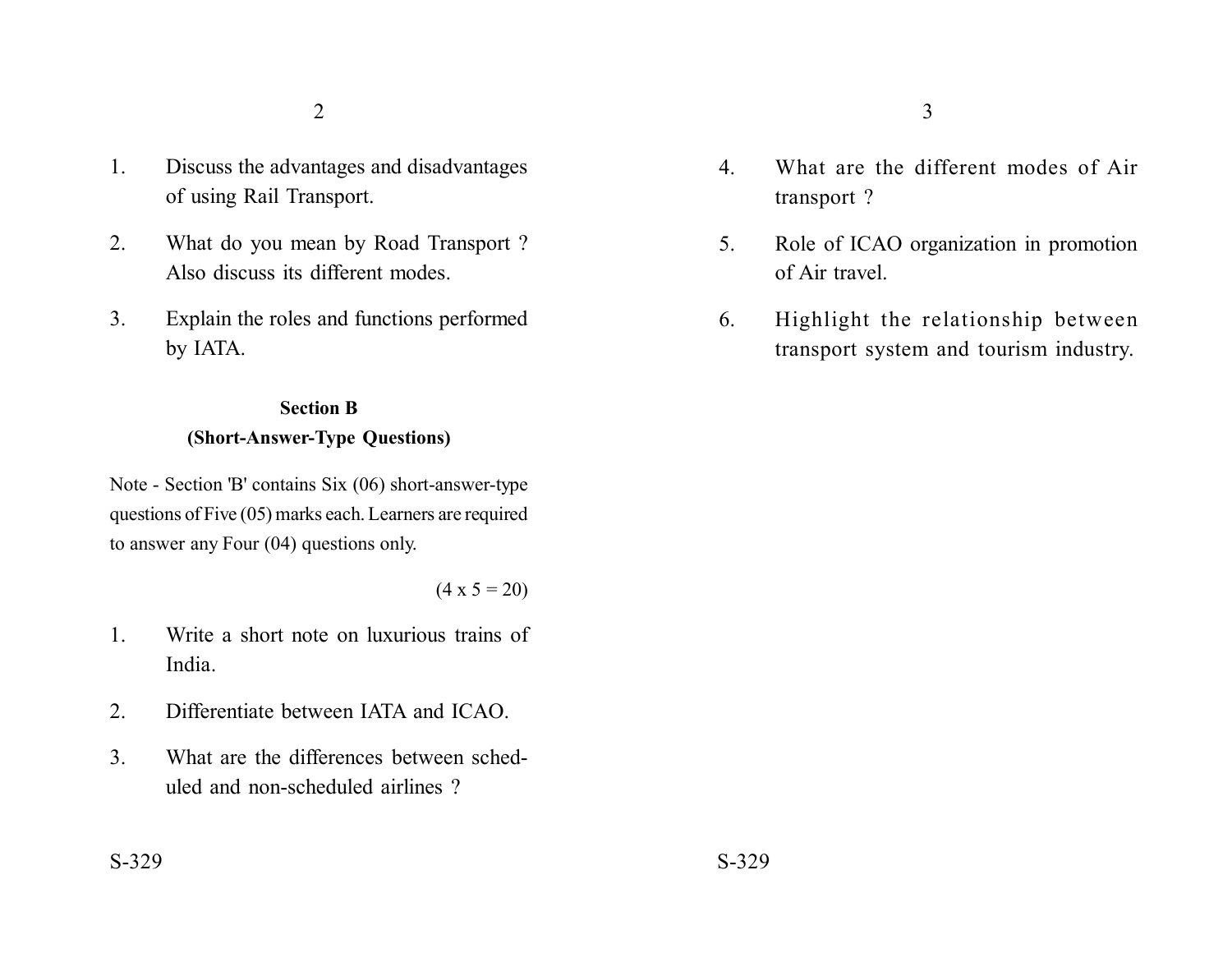1. Discuss the advantages and disadvantages of using Rail Transport.

2. What do you mean by Road Transport ? Also discuss its different modes.

3. Explain the roles and functions performed by IATA.

**Section B**
**(Short-Answer-Type Questions)**

Note - Section 'B' contains Six (06) short-answer-type questions of Five (05) marks each. Learners are required to answer any Four (04) questions only.

(4 x 5 = 20)

1. Write a short note on luxurious trains of India.

2. Differentiate between IATA and ICAO.

3. What are the differences between scheduled and non-scheduled airlines ?

4. What are the different modes of Air transport ?

5. Role of ICAO organization in promotion of Air travel.

6. Highlight the relationship between transport system and tourism industry.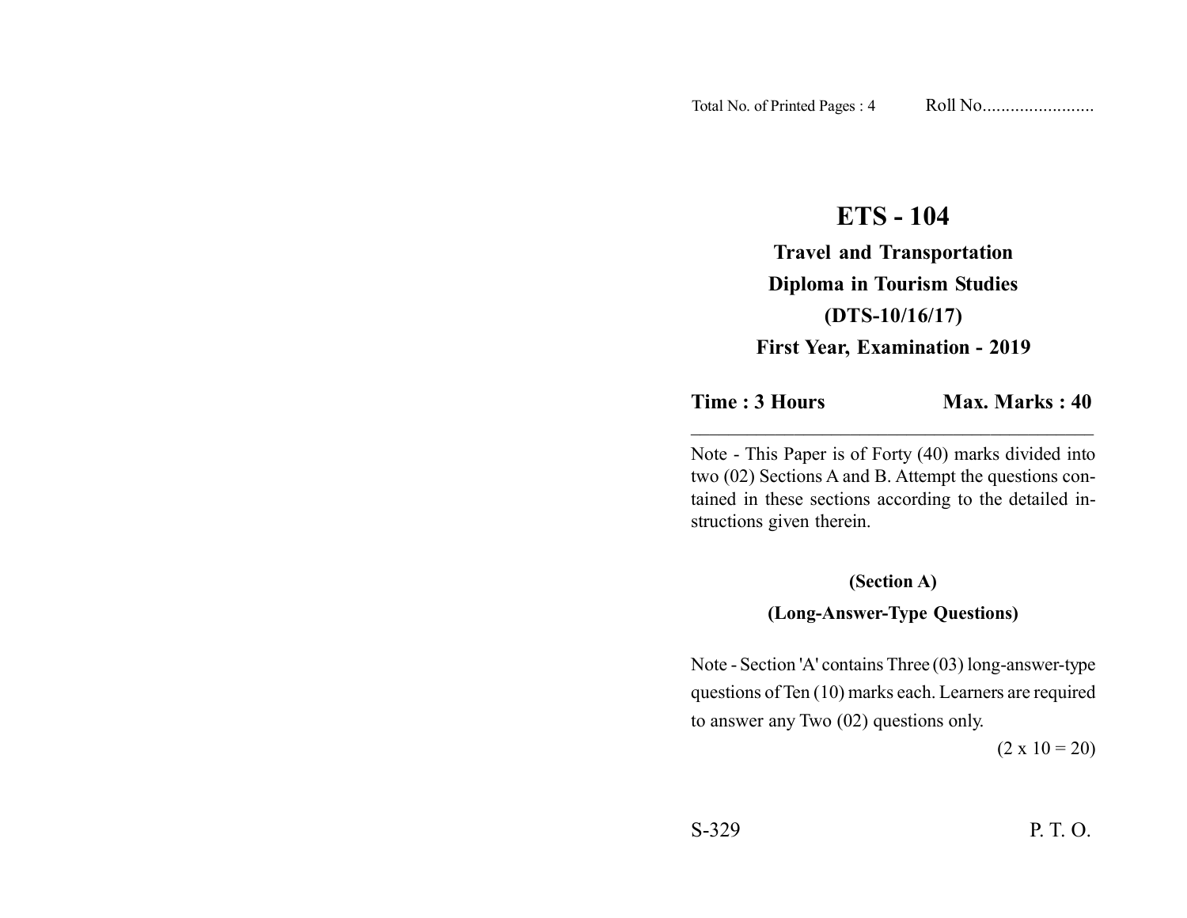Total No. of Printed Pages : 4    Roll No........................

# ETS - 104

## Travel and Transportation

## Diploma in Tourism Studies

## (DTS-10/16/17)

## First Year, Examination - 2019

**Time : 3 Hours**    **Max. Marks : 40**

---

Note - This Paper is of Forty (40) marks divided into two (02) Sections A and B. Attempt the questions contained in these sections according to the detailed instructions given therein.

### (Section A)

### (Long-Answer-Type Questions)

Note - Section 'A' contains Three (03) long-answer-type questions of Ten (10) marks each. Learners are required to answer any Two (02) questions only.

(2 x 10 = 20)

S-329    P. T. O.